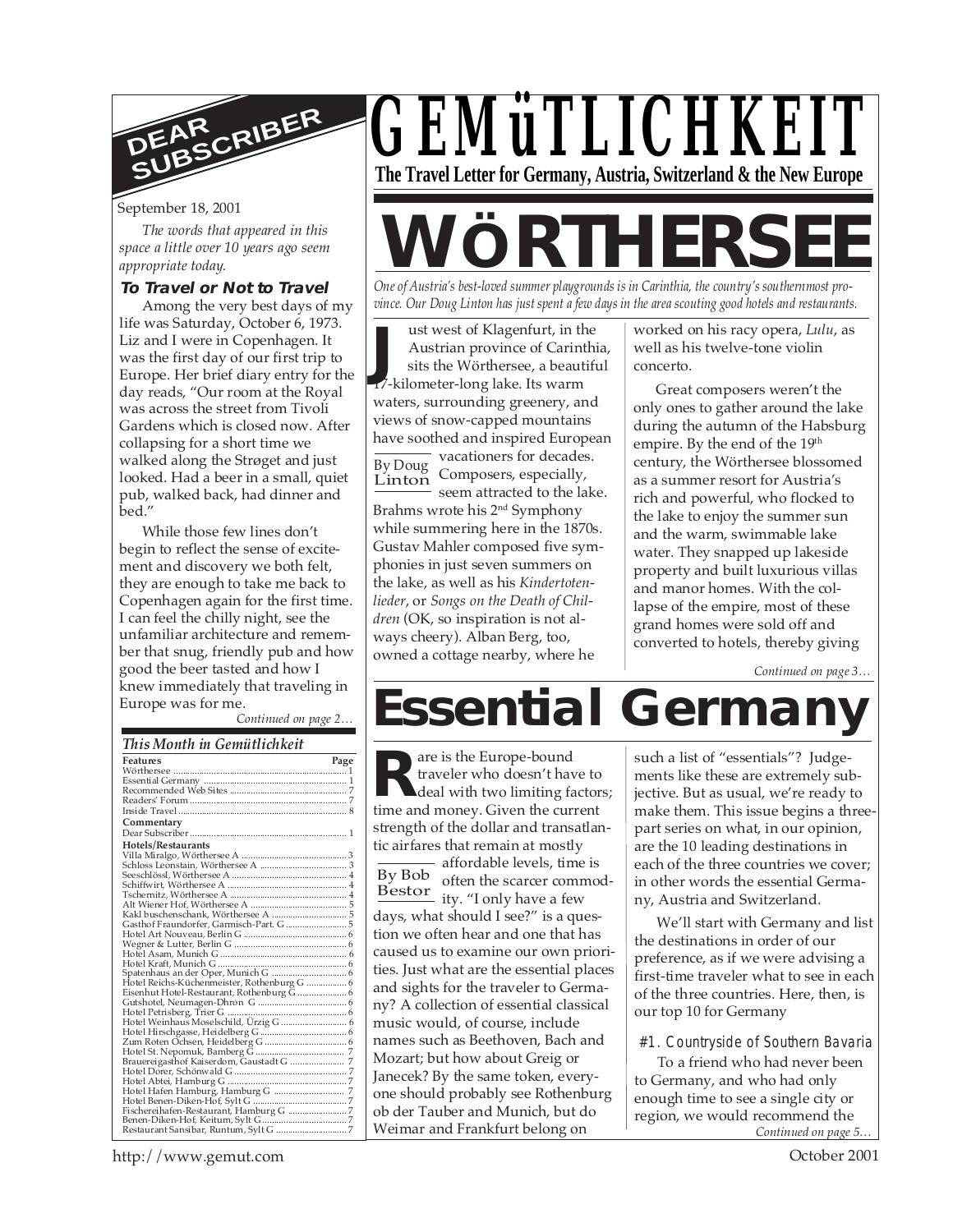# GEMüTLICHKEIT

**The Travel Letter for Germany, Austria, Switzerland & the New Europe**

## DEAR SUBSCRIBER

September 18, 2001

*The words that appeared in this space a little over 10 years ago seem appropriate today.*

### To Travel or Not to Travel

Among the very best days of my life was Saturday, October 6, 1973. Liz and I were in Copenhagen. It was the first day of our first trip to Europe. Her brief diary entry for the day reads, "Our room at the Royal was across the street from Tivoli Gardens which is closed now. After collapsing for a short time we walked along the Strøget and just looked. Had a beer in a small, quiet pub, walked back, had dinner and bed."

While those few lines don't begin to reflect the sense of excitement and discovery we both felt, they are enough to take me back to Copenhagen again for the first time. I can feel the chilly night, see the unfamiliar architecture and remember that snug, friendly pub and how good the beer tasted and how I knew immediately that traveling in Europe was for me.

*Continued on page 2…*

### This Month in Gemütlichkeit

| Features | Page |
|---|---|
| Wörthersee | 1 |
| Essential Germany | 1 |
| Recommended Web Sites | 7 |
| Readers' Forum | 7 |
| Inside Travel | 8 |
| **Commentary** | |
| Dear Subscriber | 1 |
| **Hotels/Restaurants** | |
| Villa Miralgo, Wörthersee A | 3 |
| Schloss Leonstain, Wörthersee A | 3 |
| Seeschlössl, Wörthersee A | 4 |
| Schiffwirt, Wörthersee A | 4 |
| Tschernitz, Wörthersee A | 4 |
| Alt Wiener Hof, Wörthersee A | 5 |
| Kakl buschenschank, Wörthersee A | 5 |
| Gasthof Fraundorfer, Garmisch-Part. G | 5 |
| Hotel Art Nouveau, Berlin G | 6 |
| Wegner & Lutter, Berlin G | 6 |
| Hotel Asam, Munich G | 6 |
| Hotel Kraft, Munich G | 6 |
| Spatenhaus an der Oper, Munich G | 6 |
| Hotel Reichs-Küchenmeister, Rothenburg G | 6 |
| Eisenhut Hotel-Restaurant, Rothenburg G | 6 |
| Gutshotel, Neumagen-Dhron G | 6 |
| Hotel Petrisberg, Trier G | 6 |
| Hotel Weinhaus Moselschild, Ürzig G | 6 |
| Hotel Hirschgasse, Heidelberg G | 6 |
| Zum Roten Ochsen, Heidelberg G | 6 |
| Hotel St. Nepomuk, Bamberg G | 7 |
| Brauereigasthof Kaiserdom, Gaustadt G | 7 |
| Hotel Dorer, Schönwald G | 7 |
| Hotel Abtei, Hamburg G | 7 |
| Hotel Hafen Hamburg, Hamburg G | 7 |
| Hotel Benen-Diken-Hof, Sylt G | 7 |
| Fischereihafen-Restaurant, Hamburg G | 7 |
| Benen-Diken-Hof, Keitum, Sylt G | 7 |
| Restaurant Sansibar, Runtum, Sylt G | 7 |

# WÖRTHERSEE

*One of Austria's best-loved summer playgrounds is in Carinthia, the country's southernmost province. Our Doug Linton has just spent a few days in the area scouting good hotels and restaurants.*

By Doug Linton

Just west of Klagenfurt, in the Austrian province of Carinthia, sits the Wörthersee, a beautiful 17-kilometer-long lake. Its warm waters, surrounding greenery, and views of snow-capped mountains have soothed and inspired European vacationers for decades. Composers, especially, seem attracted to the lake. Brahms wrote his 2nd Symphony while summering here in the 1870s. Gustav Mahler composed five symphonies in just seven summers on the lake, as well as his *Kindertotenlieder*, or *Songs on the Death of Children* (OK, so inspiration is not always cheery). Alban Berg, too, owned a cottage nearby, where he worked on his racy opera, *Lulu*, as well as his twelve-tone violin concerto.

Great composers weren't the only ones to gather around the lake during the autumn of the Habsburg empire. By the end of the 19th century, the Wörthersee blossomed as a summer resort for Austria's rich and powerful, who flocked to the lake to enjoy the summer sun and the warm, swimmable lake water. They snapped up lakeside property and built luxurious villas and manor homes. With the collapse of the empire, most of these grand homes were sold off and converted to hotels, thereby giving

*Continued on page 3…*

# Essential Germany

By Bob Bestor

Rare is the Europe-bound traveler who doesn't have to deal with two limiting factors; time and money. Given the current strength of the dollar and transatlantic airfares that remain at mostly affordable levels, time is often the scarcer commodity. "I only have a few days, what should I see?" is a question we often hear and one that has caused us to examine our own priorities. Just what are the essential places and sights for the traveler to Germany? A collection of essential classical music would, of course, include names such as Beethoven, Bach and Mozart; but how about Greig or Janecek? By the same token, everyone should probably see Rothenburg ob der Tauber and Munich, but do Weimar and Frankfurt belong on such a list of "essentials"? Judgements like these are extremely subjective. But as usual, we're ready to make them. This issue begins a three-part series on what, in our opinion, are the 10 leading destinations in each of the three countries we cover; in other words the essential Germany, Austria and Switzerland.

We'll start with Germany and list the destinations in order of our preference, as if we were advising a first-time traveler what to see in each of the three countries. Here, then, is our top 10 for Germany

#### #1. Countryside of Southern Bavaria

To a friend who had never been to Germany, and who had only enough time to see a single city or region, we would recommend the

*Continued on page 5…*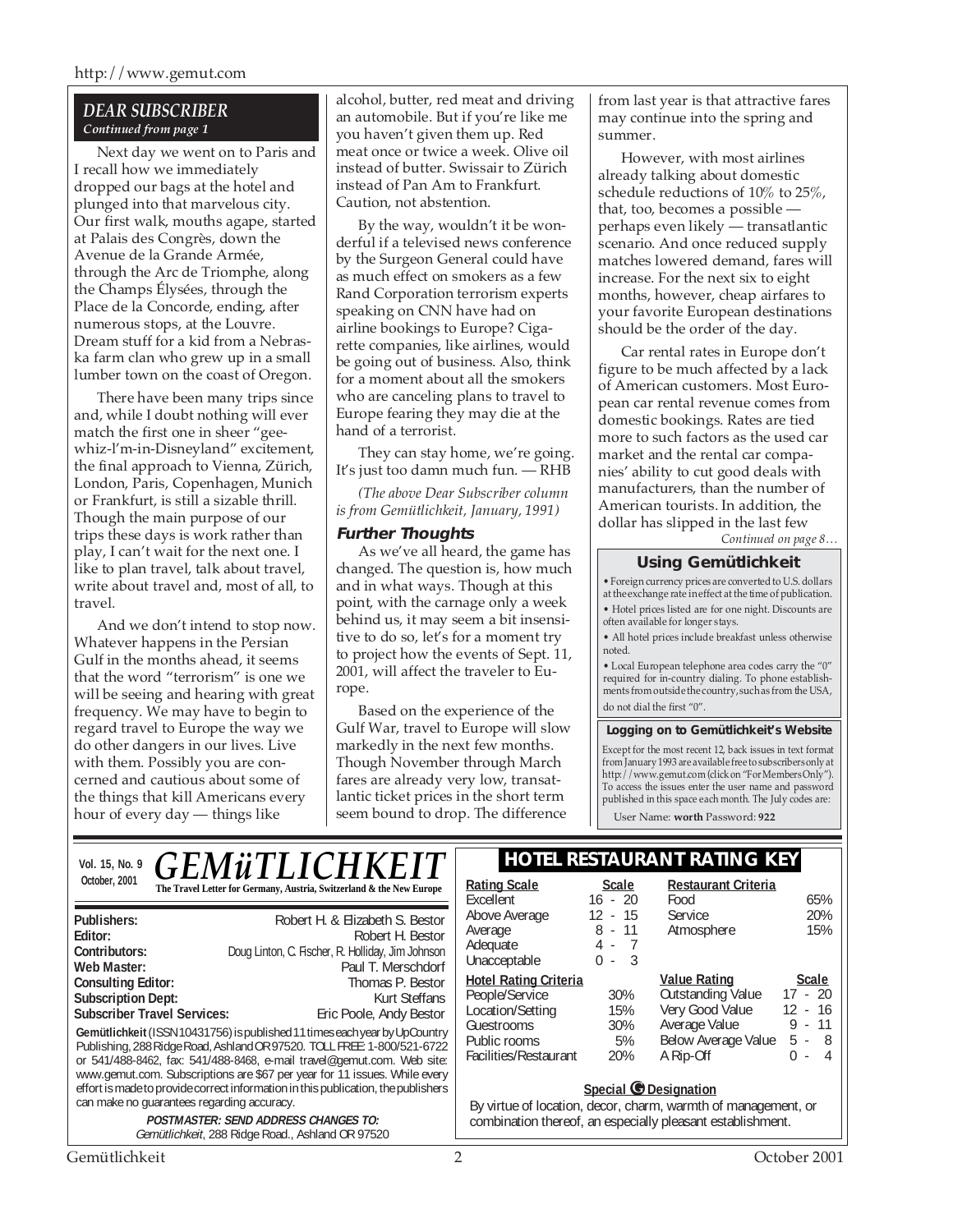## DEAR SUBSCRIBER

*Continued from page 1*

Next day we went on to Paris and I recall how we immediately dropped our bags at the hotel and plunged into that marvelous city. Our first walk, mouths agape, started at Palais des Congrès, down the Avenue de la Grande Armée, through the Arc de Triomphe, along the Champs Élysées, through the Place de la Concorde, ending, after numerous stops, at the Louvre. Dream stuff for a kid from a Nebraska farm clan who grew up in a small lumber town on the coast of Oregon.

There have been many trips since and, while I doubt nothing will ever match the first one in sheer "gee-whiz-I'm-in-Disneyland" excitement, the final approach to Vienna, Zürich, London, Paris, Copenhagen, Munich or Frankfurt, is still a sizable thrill. Though the main purpose of our trips these days is work rather than play, I can't wait for the next one. I like to plan travel, talk about travel, write about travel and, most of all, to travel.

And we don't intend to stop now. Whatever happens in the Persian Gulf in the months ahead, it seems that the word "terrorism" is one we will be seeing and hearing with great frequency. We may have to begin to regard travel to Europe the way we do other dangers in our lives. Live with them. Possibly you are concerned and cautious about some of the things that kill Americans every hour of every day — things like alcohol, butter, red meat and driving an automobile. But if you're like me you haven't given them up. Red meat once or twice a week. Olive oil instead of butter. Swissair to Zürich instead of Pan Am to Frankfurt. Caution, not abstention.

By the way, wouldn't it be wonderful if a televised news conference by the Surgeon General could have as much effect on smokers as a few Rand Corporation terrorism experts speaking on CNN have had on airline bookings to Europe? Cigarette companies, like airlines, would be going out of business. Also, think for a moment about all the smokers who are canceling plans to travel to Europe fearing they may die at the hand of a terrorist.

They can stay home, we're going. It's just too damn much fun. — RHB

*(The above Dear Subscriber column is from Gemütlichkeit, January, 1991)*

### Further Thoughts

As we've all heard, the game has changed. The question is, how much and in what ways. Though at this point, with the carnage only a week behind us, it may seem a bit insensitive to do so, let's for a moment try to project how the events of Sept. 11, 2001, will affect the traveler to Europe.

Based on the experience of the Gulf War, travel to Europe will slow markedly in the next few months. Though November through March fares are already very low, transatlantic ticket prices in the short term seem bound to drop. The difference from last year is that attractive fares may continue into the spring and summer.

However, with most airlines already talking about domestic schedule reductions of 10% to 25%, that, too, becomes a possible — perhaps even likely — transatlantic scenario. And once reduced supply matches lowered demand, fares will increase. For the next six to eight months, however, cheap airfares to your favorite European destinations should be the order of the day.

Car rental rates in Europe don't figure to be much affected by a lack of American customers. Most European car rental revenue comes from domestic bookings. Rates are tied more to such factors as the used car market and the rental car companies' ability to cut good deals with manufacturers, than the number of American tourists. In addition, the dollar has slipped in the last few

*Continued on page 8…*

### Using Gemütlichkeit

- Foreign currency prices are converted to U.S. dollars at the exchange rate in effect at the time of publication.
- Hotel prices listed are for one night. Discounts are often available for longer stays.
- All hotel prices include breakfast unless otherwise noted.
- Local European telephone area codes carry the "0" required for in-country dialing. To phone establishments from outside the country, such as from the USA, do not dial the first "0".

### Logging on to Gemütlichkeit's Website

Except for the most recent 12, back issues in text format from January 1993 are available free to subscribers only at http://www.gemut.com (click on "For Members Only"). To access the issues enter the user name and password published in this space each month. The July codes are:

User Name: **worth** Password: **922**

---

Vol. 15, No. 9
October, 2001

# GEMüTLICHKEIT

**The Travel Letter for Germany, Austria, Switzerland & the New Europe**

| | |
|---|---|
| **Publishers:** | Robert H. & Elizabeth S. Bestor |
| **Editor:** | Robert H. Bestor |
| **Contributors:** | Doug Linton, C. Fischer, R. Holliday, Jim Johnson |
| **Web Master:** | Paul T. Merschdorf |
| **Consulting Editor:** | Thomas P. Bestor |
| **Subscription Dept:** | Kurt Steffans |
| **Subscriber Travel Services:** | Eric Poole, Andy Bestor |

**Gemütlichkeit** (ISSN 10431756) is published 11 times each year by UpCountry Publishing, 288 Ridge Road, Ashland OR 97520. TOLL FREE: 1-800/521-6722 or 541/488-8462, fax: 541/488-8468, e-mail travel@gemut.com. Web site: www.gemut.com. Subscriptions are $67 per year for 11 issues. While every effort is made to provide correct information in this publication, the publishers can make no guarantees regarding accuracy.

**POSTMASTER: SEND ADDRESS CHANGES TO:**
*Gemütlichkeit*, 288 Ridge Road., Ashland OR 97520

## HOTEL RESTAURANT RATING KEY

| Rating Scale | Scale |
|---|---|
| Excellent | 16 - 20 |
| Above Average | 12 - 15 |
| Average | 8 - 11 |
| Adequate | 4 - 7 |
| Unacceptable | 0 - 3 |

| Hotel Rating Criteria | |
|---|---|
| People/Service | 30% |
| Location/Setting | 15% |
| Guestrooms | 30% |
| Public rooms | 5% |
| Facilities/Restaurant | 20% |

| Restaurant Criteria | |
|---|---|
| Food | 65% |
| Service | 20% |
| Atmosphere | 15% |

| Value Rating | Scale |
|---|---|
| Outstanding Value | 17 - 20 |
| Very Good Value | 12 - 16 |
| Average Value | 9 - 11 |
| Below Average Value | 5 - 8 |
| A Rip-Off | 0 - 4 |

**Special G Designation**

By virtue of location, decor, charm, warmth of management, or combination thereof, an especially pleasant establishment.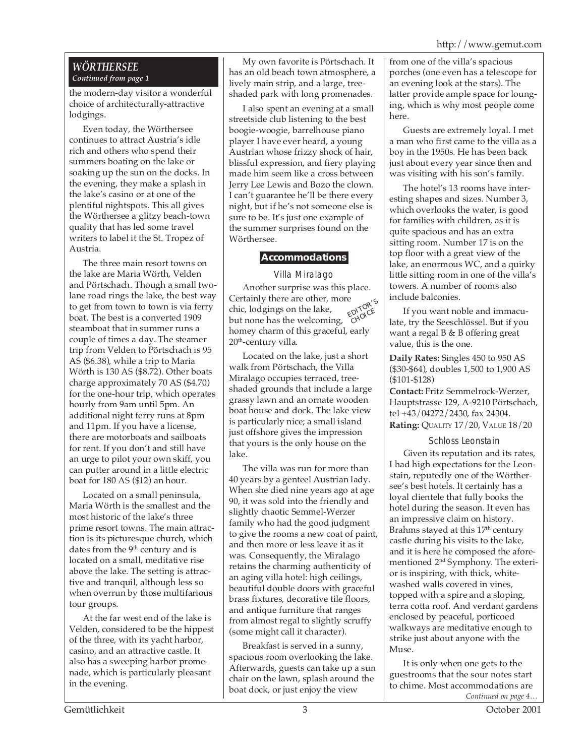## WÖRTHERSEE

*Continued from page 1*

the modern-day visitor a wonderful choice of architecturally-attractive lodgings.

Even today, the Wörthersee continues to attract Austria's idle rich and others who spend their summers boating on the lake or soaking up the sun on the docks. In the evening, they make a splash in the lake's casino or at one of the plentiful nightspots. This all gives the Wörthersee a glitzy beach-town quality that has led some travel writers to label it the St. Tropez of Austria.

The three main resort towns on the lake are Maria Wörth, Velden and Pörtschach. Though a small two-lane road rings the lake, the best way to get from town to town is via ferry boat. The best is a converted 1909 steamboat that in summer runs a couple of times a day. The steamer trip from Velden to Pörtschach is 95 AS ($6.38), while a trip to Maria Wörth is 130 AS ($8.72). Other boats charge approximately 70 AS ($4.70) for the one-hour trip, which operates hourly from 9am until 5pm. An additional night ferry runs at 8pm and 11pm. If you have a license, there are motorboats and sailboats for rent. If you don't and still have an urge to pilot your own skiff, you can putter around in a little electric boat for 180 AS ($12) an hour.

Located on a small peninsula, Maria Wörth is the smallest and the most historic of the lake's three prime resort towns. The main attraction is its picturesque church, which dates from the 9th century and is located on a small, meditative rise above the lake. The setting is attractive and tranquil, although less so when overrun by those multifarious tour groups.

At the far west end of the lake is Velden, considered to be the hippest of the three, with its yacht harbor, casino, and an attractive castle. It also has a sweeping harbor promenade, which is particularly pleasant in the evening.

My own favorite is Pörtschach. It has an old beach town atmosphere, a lively main strip, and a large, tree-shaded park with long promenades.

I also spent an evening at a small streetside club listening to the best boogie-woogie, barrelhouse piano player I have ever heard, a young Austrian whose frizzy shock of hair, blissful expression, and fiery playing made him seem like a cross between Jerry Lee Lewis and Bozo the clown. I can't guarantee he'll be there every night, but if he's not someone else is sure to be. It's just one example of the summer surprises found on the Wörthersee.

### Accommodations

#### Villa Miralago

EDITOR'S CHOICE

Another surprise was this place. Certainly there are other, more chic, lodgings on the lake, but none has the welcoming, homey charm of this graceful, early 20th-century villa.

Located on the lake, just a short walk from Pörtschach, the Villa Miralago occupies terraced, tree-shaded grounds that include a large grassy lawn and an ornate wooden boat house and dock. The lake view is particularly nice; a small island just offshore gives the impression that yours is the only house on the lake.

The villa was run for more than 40 years by a genteel Austrian lady. When she died nine years ago at age 90, it was sold into the friendly and slightly chaotic Semmel-Werzer family who had the good judgment to give the rooms a new coat of paint, and then more or less leave it as it was. Consequently, the Miralago retains the charming authenticity of an aging villa hotel: high ceilings, beautiful double doors with graceful brass fixtures, decorative tile floors, and antique furniture that ranges from almost regal to slightly scruffy (some might call it character).

Breakfast is served in a sunny, spacious room overlooking the lake. Afterwards, guests can take up a sun chair on the lawn, splash around the boat dock, or just enjoy the view from one of the villa's spacious porches (one even has a telescope for an evening look at the stars). The latter provide ample space for lounging, which is why most people come here.

Guests are extremely loyal. I met a man who first came to the villa as a boy in the 1950s. He has been back just about every year since then and was visiting with his son's family.

The hotel's 13 rooms have interesting shapes and sizes. Number 3, which overlooks the water, is good for families with children, as it is quite spacious and has an extra sitting room. Number 17 is on the top floor with a great view of the lake, an enormous WC, and a quirky little sitting room in one of the villa's towers. A number of rooms also include balconies.

If you want noble and immaculate, try the Seeschlössel. But if you want a regal B & B offering great value, this is the one.

**Daily Rates:** Singles 450 to 950 AS ($30-$64), doubles 1,500 to 1,900 AS ($101-$128)

**Contact:** Fritz Semmelrock-Werzer, Hauptstrasse 129, A-9210 Pörtschach, tel +43/04272/2430, fax 24304.

**Rating:** QUALITY 17/20, VALUE 18/20

#### Schloss Leonstain

Given its reputation and its rates, I had high expectations for the Leonstain, reputedly one of the Wörthersee's best hotels. It certainly has a loyal clientele that fully books the hotel during the season. It even has an impressive claim on history. Brahms stayed at this 17th century castle during his visits to the lake, and it is here he composed the aforementioned 2nd Symphony. The exterior is inspiring, with thick, white-washed walls covered in vines, topped with a spire and a sloping, terra cotta roof. And verdant gardens enclosed by peaceful, porticoed walkways are meditative enough to strike just about anyone with the Muse.

It is only when one gets to the guestrooms that the sour notes start to chime. Most accommodations are

*Continued on page 4…*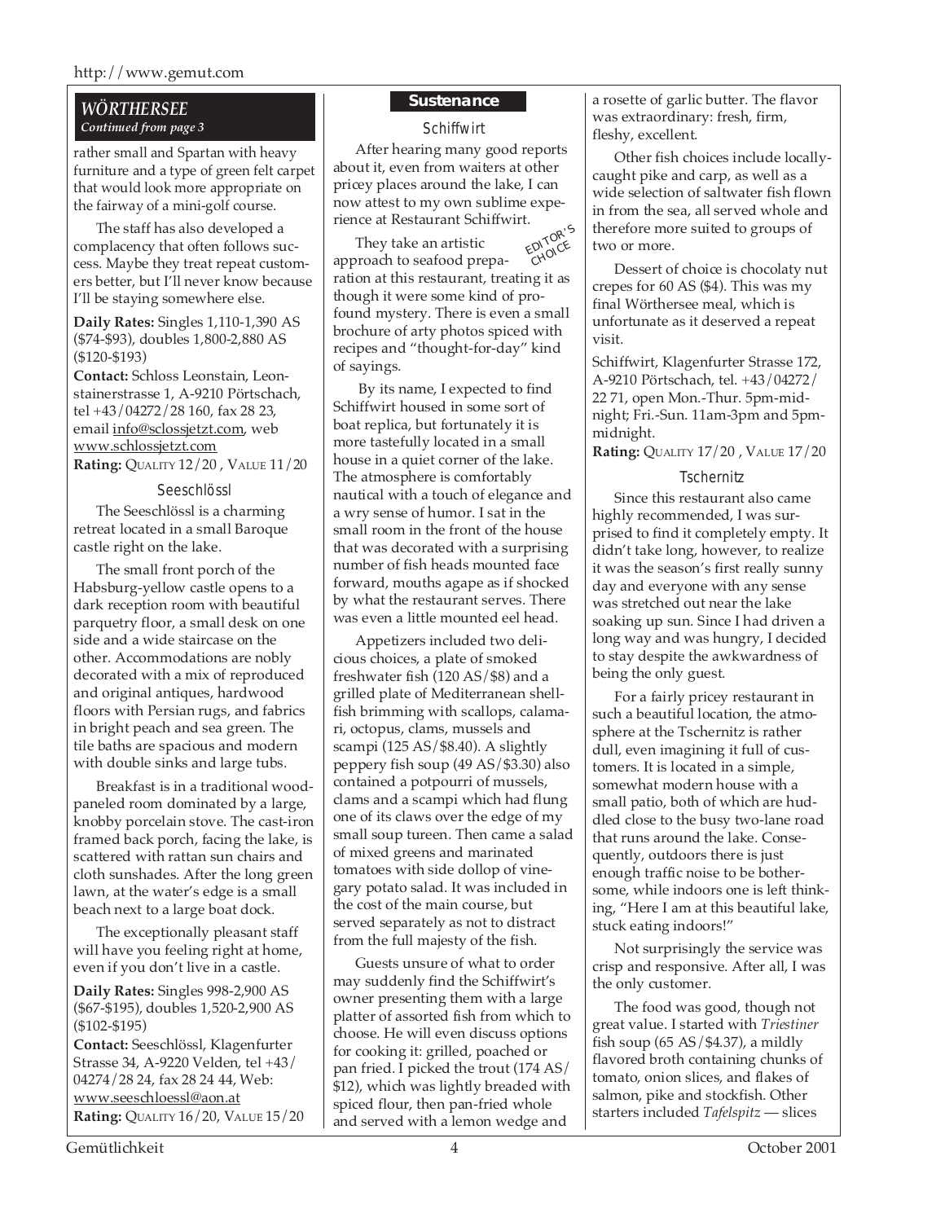## WÖRTHERSEE

*Continued from page 3*

rather small and Spartan with heavy furniture and a type of green felt carpet that would look more appropriate on the fairway of a mini-golf course.

The staff has also developed a complacency that often follows success. Maybe they treat repeat customers better, but I'll never know because I'll be staying somewhere else.

**Daily Rates:** Singles 1,110-1,390 AS ($74-$93), doubles 1,800-2,880 AS ($120-$193)

**Contact:** Schloss Leonstain, Leonstainerstrasse 1, A-9210 Pörtschach, tel +43/04272/28 160, fax 28 23, email info@sclossjetzt.com, web www.schlossjetzt.com

**Rating:** QUALITY 12/20 , VALUE 11/20

### Seeschlössl

The Seeschlössl is a charming retreat located in a small Baroque castle right on the lake.

The small front porch of the Habsburg-yellow castle opens to a dark reception room with beautiful parquetry floor, a small desk on one side and a wide staircase on the other. Accommodations are nobly decorated with a mix of reproduced and original antiques, hardwood floors with Persian rugs, and fabrics in bright peach and sea green. The tile baths are spacious and modern with double sinks and large tubs.

Breakfast is in a traditional wood-paneled room dominated by a large, knobby porcelain stove. The cast-iron framed back porch, facing the lake, is scattered with rattan sun chairs and cloth sunshades. After the long green lawn, at the water's edge is a small beach next to a large boat dock.

The exceptionally pleasant staff will have you feeling right at home, even if you don't live in a castle.

**Daily Rates:** Singles 998-2,900 AS ($67-$195), doubles 1,520-2,900 AS ($102-$195)

**Contact:** Seeschlössl, Klagenfurter Strasse 34, A-9220 Velden, tel +43/04274/28 24, fax 28 24 44, Web: www.seeschloessl@aon.at

**Rating:** QUALITY 16/20, VALUE 15/20

## Sustenance

### Schiffwirt

After hearing many good reports about it, even from waiters at other pricey places around the lake, I can now attest to my own sublime experience at Restaurant Schiffwirt.

EDITOR'S CHOICE

They take an artistic approach to seafood preparation at this restaurant, treating it as though it were some kind of profound mystery. There is even a small brochure of arty photos spiced with recipes and "thought-for-day" kind of sayings.

By its name, I expected to find Schiffwirt housed in some sort of boat replica, but fortunately it is more tastefully located in a small house in a quiet corner of the lake. The atmosphere is comfortably nautical with a touch of elegance and a wry sense of humor. I sat in the small room in the front of the house that was decorated with a surprising number of fish heads mounted face forward, mouths agape as if shocked by what the restaurant serves. There was even a little mounted eel head.

Appetizers included two delicious choices, a plate of smoked freshwater fish (120 AS/$8) and a grilled plate of Mediterranean shellfish brimming with scallops, calamari, octopus, clams, mussels and scampi (125 AS/$8.40). A slightly peppery fish soup (49 AS/$3.30) also contained a potpourri of mussels, clams and a scampi which had flung one of its claws over the edge of my small soup tureen. Then came a salad of mixed greens and marinated tomatoes with side dollop of vinegary potato salad. It was included in the cost of the main course, but served separately as not to distract from the full majesty of the fish.

Guests unsure of what to order may suddenly find the Schiffwirt's owner presenting them with a large platter of assorted fish from which to choose. He will even discuss options for cooking it: grilled, poached or pan fried. I picked the trout (174 AS/$12), which was lightly breaded with spiced flour, then pan-fried whole and served with a lemon wedge and a rosette of garlic butter. The flavor was extraordinary: fresh, firm, fleshy, excellent.

Other fish choices include locally-caught pike and carp, as well as a wide selection of saltwater fish flown in from the sea, all served whole and therefore more suited to groups of two or more.

Dessert of choice is chocolaty nut crepes for 60 AS ($4). This was my final Wörthersee meal, which is unfortunate as it deserved a repeat visit.

Schiffwirt, Klagenfurter Strasse 172, A-9210 Pörtschach, tel. +43/04272/22 71, open Mon.-Thur. 5pm-midnight; Fri.-Sun. 11am-3pm and 5pm-midnight.

**Rating:** QUALITY 17/20 , VALUE 17/20

### Tschernitz

Since this restaurant also came highly recommended, I was surprised to find it completely empty. It didn't take long, however, to realize it was the season's first really sunny day and everyone with any sense was stretched out near the lake soaking up sun. Since I had driven a long way and was hungry, I decided to stay despite the awkwardness of being the only guest.

For a fairly pricey restaurant in such a beautiful location, the atmosphere at the Tschernitz is rather dull, even imagining it full of customers. It is located in a simple, somewhat modern house with a small patio, both of which are huddled close to the busy two-lane road that runs around the lake. Consequently, outdoors there is just enough traffic noise to be bothersome, while indoors one is left thinking, "Here I am at this beautiful lake, stuck eating indoors!"

Not surprisingly the service was crisp and responsive. After all, I was the only customer.

The food was good, though not great value. I started with *Triestiner* fish soup (65 AS/$4.37), a mildly flavored broth containing chunks of tomato, onion slices, and flakes of salmon, pike and stockfish. Other starters included *Tafelspitz* — slices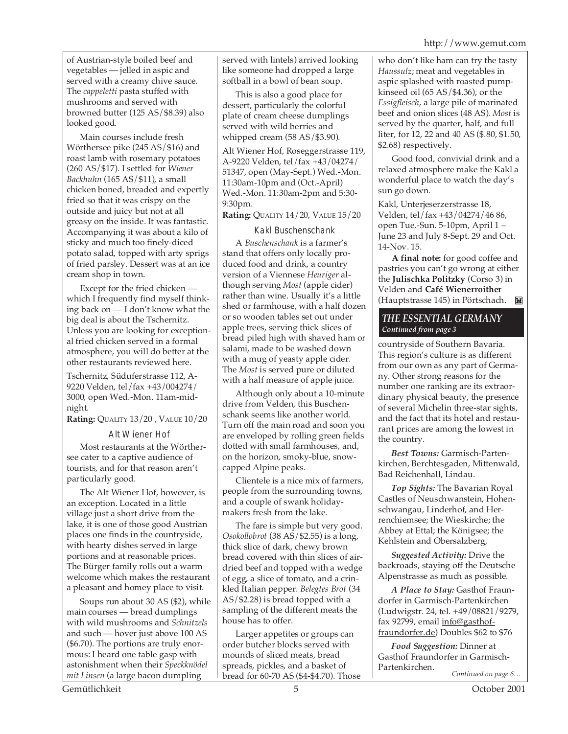of Austrian-style boiled beef and vegetables — jelled in aspic and served with a creamy chive sauce. The *cappeletti* pasta stuffed with mushrooms and served with browned butter (125 AS/$8.39) also looked good.

Main courses include fresh Wörthersee pike (245 AS/$16) and roast lamb with rosemary potatoes (260 AS/$17). I settled for *Wiener Backhuhn* (165 AS/$11), a small chicken boned, breaded and expertly fried so that it was crispy on the outside and juicy but not at all greasy on the inside. It was fantastic. Accompanying it was about a kilo of sticky and much too finely-diced potato salad, topped with arty sprigs of fried parsley. Dessert was at an ice cream shop in town.

Except for the fried chicken — which I frequently find myself thinking back on — I don't know what the big deal is about the Tschernitz. Unless you are looking for exceptional fried chicken served in a formal atmosphere, you will do better at the other restaurants reviewed here.

Tschernitz, Süduferstrasse 112, A-9220 Velden, tel/fax +43/004274/3000, open Wed.-Mon. 11am-midnight.

**Rating:** QUALITY 13/20 , VALUE 10/20

### Alt Wiener Hof

Most restaurants at the Wörthersee cater to a captive audience of tourists, and for that reason aren't particularly good.

The Alt Wiener Hof, however, is an exception. Located in a little village just a short drive from the lake, it is one of those good Austrian places one finds in the countryside, with hearty dishes served in large portions and at reasonable prices. The Bürger family rolls out a warm welcome which makes the restaurant a pleasant and homey place to visit.

Soups run about 30 AS ($2), while main courses — bread dumplings with wild mushrooms and *Schnitzels* and such — hover just above 100 AS ($6.70). The portions are truly enormous: I heard one table gasp with astonishment when their *Speckknödel mit Linsen* (a large bacon dumpling served with lintels) arrived looking like someone had dropped a large softball in a bowl of bean soup.

This is also a good place for dessert, particularly the colorful plate of cream cheese dumplings served with wild berries and whipped cream (58 AS/$3.90).

Alt Wiener Hof, Roseggerstrasse 119, A-9220 Velden, tel/fax +43/04274/51347, open (May-Sept.) Wed.-Mon. 11:30am-10pm and (Oct.-April) Wed.-Mon. 11:30am-2pm and 5:30-9:30pm.

**Rating:** QUALITY 14/20, VALUE 15/20

### Kakl Buschenschank

A *Buschenschank* is a farmer's stand that offers only locally produced food and drink, a country version of a Viennese *Heuriger* although serving *Most* (apple cider) rather than wine. Usually it's a little shed or farmhouse, with a half dozen or so wooden tables set out under apple trees, serving thick slices of bread piled high with shaved ham or salami, made to be washed down with a mug of yeasty apple cider. The *Most* is served pure or diluted with a half measure of apple juice.

Although only about a 10-minute drive from Velden, this Buschenschank seems like another world. Turn off the main road and soon you are enveloped by rolling green fields dotted with small farmhouses, and, on the horizon, smoky-blue, snow-capped Alpine peaks.

Clientele is a nice mix of farmers, people from the surrounding towns, and a couple of swank holidaymakers fresh from the lake.

The fare is simple but very good. *Osokollobrot* (38 AS/$2.55) is a long, thick slice of dark, chewy brown bread covered with thin slices of air-dried beef and topped with a wedge of egg, a slice of tomato, and a crinkled Italian pepper. *Belegtes Brot* (34 AS/$2.28) is bread topped with a sampling of the different meats the house has to offer.

Larger appetites or groups can order butcher blocks served with mounds of sliced meats, bread spreads, pickles, and a basket of bread for 60-70 AS ($4-$4.70). Those who don't like ham can try the tasty *Haussulz*; meat and vegetables in aspic splashed with roasted pumpkinseed oil (65 AS/$4.36), or the *Essigfleisch*, a large pile of marinated beef and onion slices (48 AS). *Most* is served by the quarter, half, and full liter, for 12, 22 and 40 AS ($.80, $1.50, $2.68) respectively.

Good food, convivial drink and a relaxed atmosphere make the Kakl a wonderful place to watch the day's sun go down.

Kakl, Unterjeserzerstrasse 18, Velden, tel/fax +43/04274/46 86, open Tue.-Sun. 5-10pm, April 1 – June 23 and July 8-Sept. 29 and Oct. 14-Nov. 15.

**A final note:** for good coffee and pastries you can't go wrong at either the **Julischka Politzky** (Corso 3) in Velden and **Café Wienerroither** (Hauptstrasse 145) in Pörtschach.

## *THE ESSENTIAL GERMANY*

*Continued from page 3*

countryside of Southern Bavaria. This region's culture is as different from our own as any part of Germany. Other strong reasons for the number one ranking are its extraordinary physical beauty, the presence of several Michelin three-star sights, and the fact that its hotel and restaurant prices are among the lowest in the country.

***Best Towns:*** Garmisch-Partenkirchen, Berchtesgaden, Mittenwald, Bad Reichenhall, Lindau.

***Top Sights:*** The Bavarian Royal Castles of Neuschwanstein, Hohenschwangau, Linderhof, and Herrenchiemsee; the Wieskirche; the Abbey at Ettal; the Königsee; the Kehlstein and Obersalzberg,

***Suggested Activity:*** Drive the backroads, staying off the Deutsche Alpenstrasse as much as possible.

***A Place to Stay:*** Gasthof Fraundorfer in Garmisch-Partenkirchen (Ludwigstr. 24, tel. +49/08821/9279, fax 92799, email info@gasthof-fraundorfer.de) Doubles $62 to $76

***Food Suggestion:*** Dinner at Gasthof Fraundorfer in Garmisch-Partenkirchen.

*Continued on page 6…*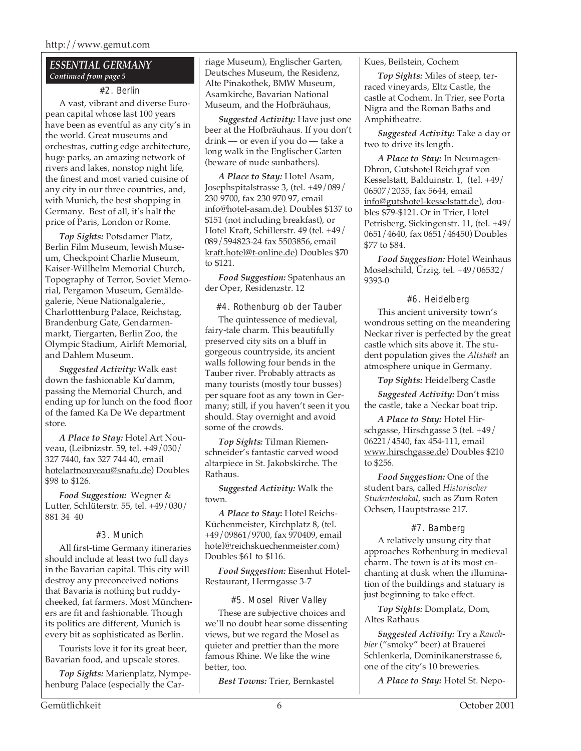## ESSENTIAL GERMANY

*Continued from page 5*

### #2. Berlin

A vast, vibrant and diverse European capital whose last 100 years have been as eventful as any city's in the world. Great museums and orchestras, cutting edge architecture, huge parks, an amazing network of rivers and lakes, nonstop night life, the finest and most varied cuisine of any city in our three countries, and, with Munich, the best shopping in Germany. Best of all, it's half the price of Paris, London or Rome.

***Top Sights:*** Potsdamer Platz, Berlin Film Museum, Jewish Museum, Checkpoint Charlie Museum, Kaiser-Willhelm Memorial Church, Topography of Terror, Soviet Memorial, Pergamon Museum, Gemäldegalerie, Neue Nationalgalerie., Charlotttenburg Palace, Reichstag, Brandenburg Gate, Gendarmenmarkt, Tiergarten, Berlin Zoo, the Olympic Stadium, Airlift Memorial, and Dahlem Museum.

***Suggested Activity:*** Walk east down the fashionable Ku'damm, passing the Memorial Church, and ending up for lunch on the food floor of the famed Ka De We department store.

***A Place to Stay:*** Hotel Art Nouveau, (Leibnizstr. 59, tel. +49/030/327 7440, fax 327 744 40, email hotelartnouveau@snafu.de) Doubles $98 to $126.

***Food Suggestion:*** Wegner & Lutter, Schlüterstr. 55, tel. +49/030/881 34 40

### #3. Munich

All first-time Germany itineraries should include at least two full days in the Bavarian capital. This city will destroy any preconceived notions that Bavaria is nothing but ruddy-cheeked, fat farmers. Most Müncheners are fit and fashionable. Though its politics are different, Munich is every bit as sophisticated as Berlin.

Tourists love it for its great beer, Bavarian food, and upscale stores.

***Top Sights:*** Marienplatz, Nympehenburg Palace (especially the Carriage Museum), Englischer Garten, Deutsches Museum, the Residenz, Alte Pinakothek, BMW Museum, Asamkirche, Bavarian National Museum, and the Hofbräuhaus,

***Suggested Activity:*** Have just one beer at the Hofbräuhaus. If you don't drink — or even if you do — take a long walk in the Englischer Garten (beware of nude sunbathers).

***A Place to Stay:*** Hotel Asam, Josephspitalstrasse 3, (tel. +49/089/230 9700, fax 230 970 97, email info@hotel-asam.de). Doubles $137 to $151 (not including breakfast), or Hotel Kraft, Schillerstr. 49 (tel. +49/089/594823-24 fax 5503856, email kraft.hotel@t-online.de) Doubles $70 to $121.

***Food Suggestion:*** Spatenhaus an der Oper, Residenzstr. 12

### #4. Rothenburg ob der Tauber

The quintessence of medieval, fairy-tale charm. This beautifully preserved city sits on a bluff in gorgeous countryside, its ancient walls following four bends in the Tauber river. Probably attracts as many tourists (mostly tour busses) per square foot as any town in Germany; still, if you haven't seen it you should. Stay overnight and avoid some of the crowds.

***Top Sights:*** Tilman Riemenschneider's fantastic carved wood altarpiece in St. Jakobskirche. The Rathaus.

***Suggested Activity:*** Walk the town.

***A Place to Stay:*** Hotel Reichs-Küchenmeister, Kirchplatz 8, (tel. +49/09861/9700, fax 970409, email hotel@reichskuechenmeister.com) Doubles $61 to $116.

***Food Suggestion:*** Eisenhut Hotel-Restaurant, Herrngasse 3-7

### #5. Mosel River Valley

These are subjective choices and we'll no doubt hear some dissenting views, but we regard the Mosel as quieter and prettier than the more famous Rhine. We like the wine better, too.

***Best Towns:*** Trier, Bernkastel Kues, Beilstein, Cochem

***Top Sights:*** Miles of steep, terraced vineyards, Eltz Castle, the castle at Cochem. In Trier, see Porta Nigra and the Roman Baths and Amphitheatre.

***Suggested Activity:*** Take a day or two to drive its length.

***A Place to Stay:*** In Neumagen-Dhron, Gutshotel Reichgraf von Kesselstatt, Balduinstr. 1, (tel. +49/06507/2035, fax 5644, email info@gutshotel-kesselstatt.de), doubles $79-$121. Or in Trier, Hotel Petrisberg, Sickingenstr. 11, (tel. +49/0651/4640, fax 0651/46450) Doubles $77 to $84.

***Food Suggestion:*** Hotel Weinhaus Moselschild, Ürzig, tel. +49/06532/9393-0

### #6. Heidelberg

This ancient university town's wondrous setting on the meandering Neckar river is perfected by the great castle which sits above it. The student population gives the *Altstadt* an atmosphere unique in Germany.

***Top Sights:*** Heidelberg Castle

***Suggested Activity:*** Don't miss the castle, take a Neckar boat trip.

***A Place to Stay:*** Hotel Hirschgasse, Hirschgasse 3 (tel. +49/06221/4540, fax 454-111, email www.hirschgasse.de) Doubles $210 to $256.

***Food Suggestion:*** One of the student bars, called *Historischer Studentenlokal,* such as Zum Roten Ochsen, Hauptstrasse 217.

### #7. Bamberg

A relatively unsung city that approaches Rothenburg in medieval charm. The town is at its most enchanting at dusk when the illumination of the buildings and statuary is just beginning to take effect.

***Top Sights:*** Domplatz, Dom, Altes Rathaus

***Suggested Activity:*** Try a *Rauchbier* ("smoky" beer) at Brauerei Schlenkerla, Dominikanerstrasse 6, one of the city's 10 breweries.

***A Place to Stay:*** Hotel St. Nepo-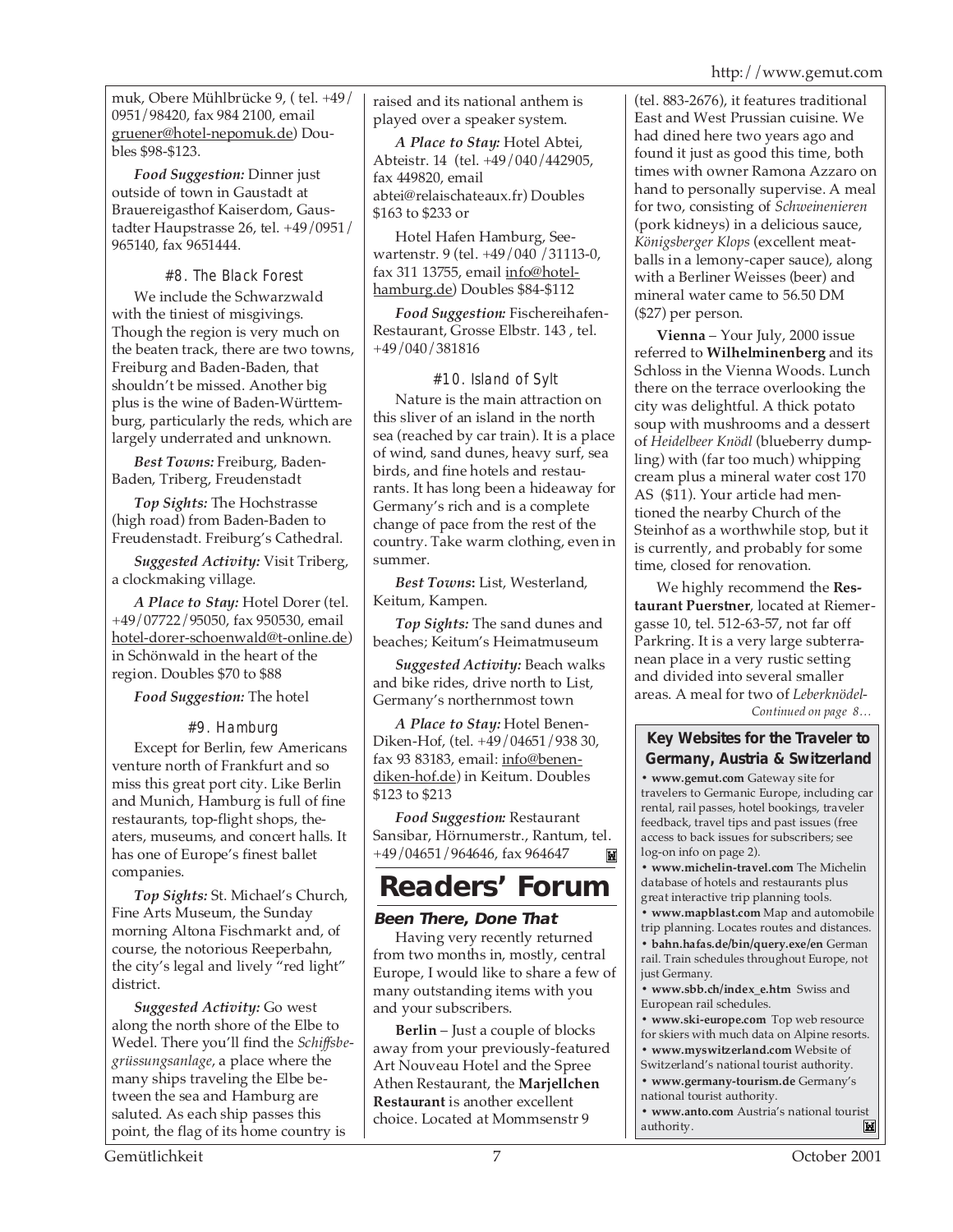muk, Obere Mühlbrücke 9, ( tel. +49/ 0951/98420, fax 984 2100, email gruener@hotel-nepomuk.de) Doubles $98-$123.

*Food Suggestion:* Dinner just outside of town in Gaustadt at Brauereigasthof Kaiserdom, Gaustadter Haupstrasse 26, tel. +49/0951/ 965140, fax 9651444.

### #8. The Black Forest

We include the Schwarzwald with the tiniest of misgivings. Though the region is very much on the beaten track, there are two towns, Freiburg and Baden-Baden, that shouldn't be missed. Another big plus is the wine of Baden-Württemburg, particularly the reds, which are largely underrated and unknown.

*Best Towns:* Freiburg, Baden-Baden, Triberg, Freudenstadt

*Top Sights:* The Hochstrasse (high road) from Baden-Baden to Freudenstadt. Freiburg's Cathedral.

*Suggested Activity:* Visit Triberg, a clockmaking village.

*A Place to Stay:* Hotel Dorer (tel. +49/07722/95050, fax 950530, email hotel-dorer-schoenwald@t-online.de) in Schönwald in the heart of the region. Doubles $70 to $88

*Food Suggestion:* The hotel

### #9. Hamburg

Except for Berlin, few Americans venture north of Frankfurt and so miss this great port city. Like Berlin and Munich, Hamburg is full of fine restaurants, top-flight shops, theaters, museums, and concert halls. It has one of Europe's finest ballet companies.

*Top Sights:* St. Michael's Church, Fine Arts Museum, the Sunday morning Altona Fischmarkt and, of course, the notorious Reeperbahn, the city's legal and lively "red light" district.

*Suggested Activity:* Go west along the north shore of the Elbe to Wedel. There you'll find the *Schiffsbegrüssungsanlage*, a place where the many ships traveling the Elbe between the sea and Hamburg are saluted. As each ship passes this point, the flag of its home country is raised and its national anthem is played over a speaker system.

*A Place to Stay:* Hotel Abtei, Abteistr. 14 (tel. +49/040/442905, fax 449820, email abtei@relaischateaux.fr) Doubles $163 to $233 or

Hotel Hafen Hamburg, Seewartenstr. 9 (tel. +49/040 /31113-0, fax 311 13755, email info@hotel-hamburg.de) Doubles $84-$112

*Food Suggestion:* Fischereihafen-Restaurant, Grosse Elbstr. 143 , tel. +49/040/381816

### #10. Island of Sylt

Nature is the main attraction on this sliver of an island in the north sea (reached by car train). It is a place of wind, sand dunes, heavy surf, sea birds, and fine hotels and restaurants. It has long been a hideaway for Germany's rich and is a complete change of pace from the rest of the country. Take warm clothing, even in summer.

*Best Towns***:** List, Westerland, Keitum, Kampen.

*Top Sights:* The sand dunes and beaches; Keitum's Heimatmuseum

*Suggested Activity:* Beach walks and bike rides, drive north to List, Germany's northernmost town

*A Place to Stay:* Hotel Benen-Diken-Hof, (tel. +49/04651/938 30, fax 93 83183, email: info@benen-diken-hof.de) in Keitum. Doubles $123 to $213

*Food Suggestion:* Restaurant Sansibar, Hörnumerstr., Rantum, tel. +49/04651/964646, fax 964647

# Readers' Forum

### Been There, Done That

Having very recently returned from two months in, mostly, central Europe, I would like to share a few of many outstanding items with you and your subscribers.

**Berlin** – Just a couple of blocks away from your previously-featured Art Nouveau Hotel and the Spree Athen Restaurant, the **Marjellchen Restaurant** is another excellent choice. Located at Mommsenstr 9 (tel. 883-2676), it features traditional East and West Prussian cuisine. We had dined here two years ago and found it just as good this time, both times with owner Ramona Azzaro on hand to personally supervise. A meal for two, consisting of *Schweinenieren* (pork kidneys) in a delicious sauce, *Königsberger Klops* (excellent meatballs in a lemony-caper sauce), along with a Berliner Weisses (beer) and mineral water came to 56.50 DM ($27) per person.

**Vienna** – Your July, 2000 issue referred to **Wilhelminenberg** and its Schloss in the Vienna Woods. Lunch there on the terrace overlooking the city was delightful. A thick potato soup with mushrooms and a dessert of *Heidelbeer Knödl* (blueberry dumpling) with (far too much) whipping cream plus a mineral water cost 170 AS ($11). Your article had mentioned the nearby Church of the Steinhof as a worthwhile stop, but it is currently, and probably for some time, closed for renovation.

We highly recommend the **Restaurant Puerstner**, located at Riemergasse 10, tel. 512-63-57, not far off Parkring. It is a very large subterranean place in a very rustic setting and divided into several smaller areas. A meal for two of *Leberknödel-*

*Continued on page 8…*

**Key Websites for the Traveler to Germany, Austria & Switzerland**

- **www.gemut.com** Gateway site for travelers to Germanic Europe, including car rental, rail passes, hotel bookings, traveler feedback, travel tips and past issues (free access to back issues for subscribers; see log-on info on page 2).
- **www.michelin-travel.com** The Michelin database of hotels and restaurants plus great interactive trip planning tools.
- **www.mapblast.com** Map and automobile trip planning. Locates routes and distances.
- **bahn.hafas.de/bin/query.exe/en** German rail. Train schedules throughout Europe, not just Germany.
- **www.sbb.ch/index_e.htm** Swiss and European rail schedules.
- **www.ski-europe.com** Top web resource for skiers with much data on Alpine resorts.
- **www.myswitzerland.com** Website of Switzerland's national tourist authority.
- **www.germany-tourism.de** Germany's national tourist authority.
- **www.anto.com** Austria's national tourist authority.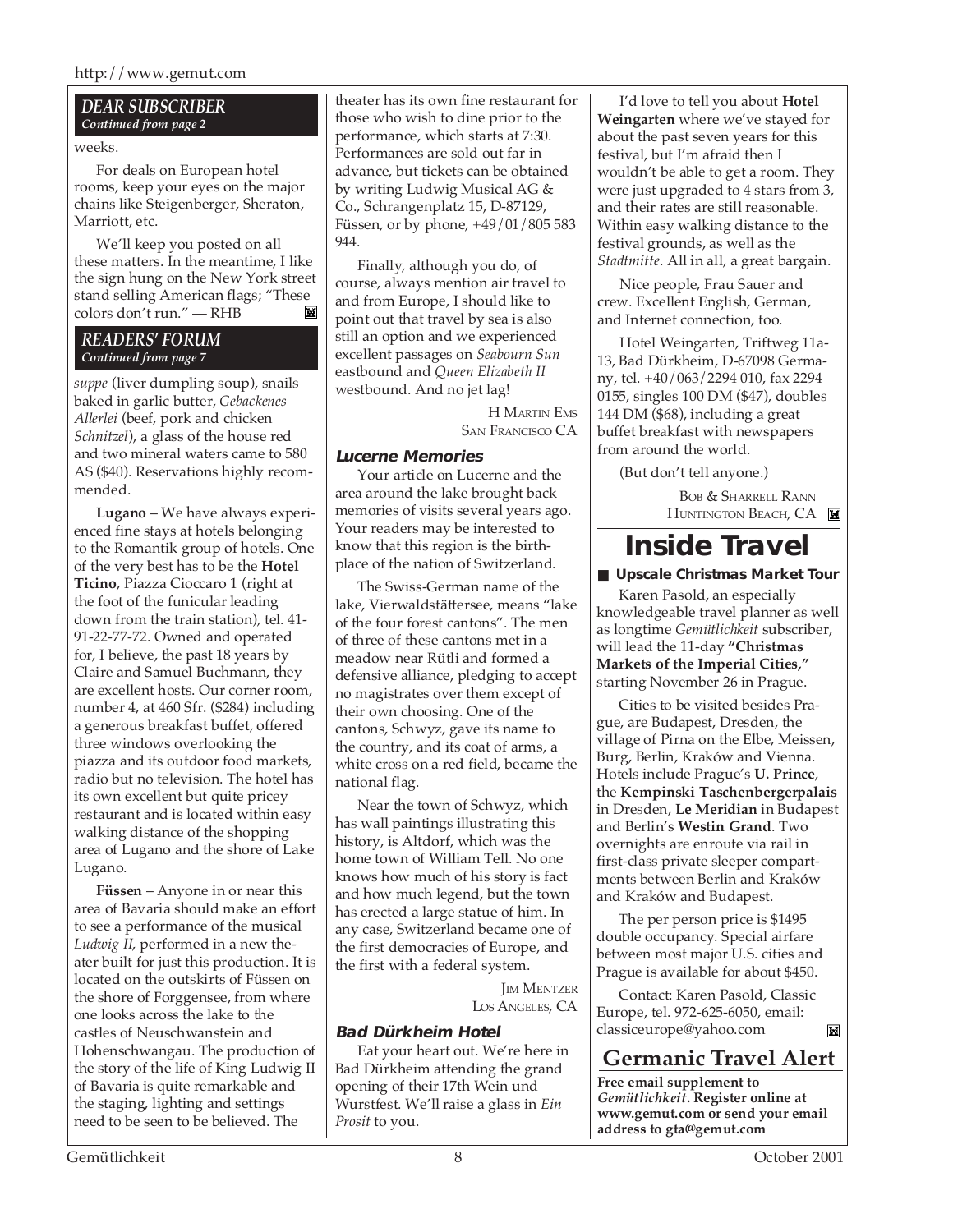### *DEAR SUBSCRIBER*
*Continued from page 2*

weeks.

For deals on European hotel rooms, keep your eyes on the major chains like Steigenberger, Sheraton, Marriott, etc.

We'll keep you posted on all these matters. In the meantime, I like the sign hung on the New York street stand selling American flags; "These colors don't run." — RHB

### *READERS' FORUM*
*Continued from page 7*

*suppe* (liver dumpling soup), snails baked in garlic butter, *Gebackenes Allerlei* (beef, pork and chicken *Schnitzel*), a glass of the house red and two mineral waters came to 580 AS ($40). Reservations highly recommended.

**Lugano** – We have always experienced fine stays at hotels belonging to the Romantik group of hotels. One of the very best has to be the **Hotel Ticino**, Piazza Cioccaro 1 (right at the foot of the funicular leading down from the train station), tel. 41-91-22-77-72. Owned and operated for, I believe, the past 18 years by Claire and Samuel Buchmann, they are excellent hosts. Our corner room, number 4, at 460 Sfr. ($284) including a generous breakfast buffet, offered three windows overlooking the piazza and its outdoor food markets, radio but no television. The hotel has its own excellent but quite pricey restaurant and is located within easy walking distance of the shopping area of Lugano and the shore of Lake Lugano.

**Füssen** – Anyone in or near this area of Bavaria should make an effort to see a performance of the musical *Ludwig II*, performed in a new theater built for just this production. It is located on the outskirts of Füssen on the shore of Forggensee, from where one looks across the lake to the castles of Neuschwanstein and Hohenschwangau. The production of the story of the life of King Ludwig II of Bavaria is quite remarkable and the staging, lighting and settings need to be seen to be believed. The theater has its own fine restaurant for those who wish to dine prior to the performance, which starts at 7:30. Performances are sold out far in advance, but tickets can be obtained by writing Ludwig Musical AG & Co., Schrangenplatz 15, D-87129, Füssen, or by phone, +49/01/805 583 944.

Finally, although you do, of course, always mention air travel to and from Europe, I should like to point out that travel by sea is also still an option and we experienced excellent passages on *Seabourn Sun* eastbound and *Queen Elizabeth II* westbound. And no jet lag!

H Martin Ems
San Francisco CA

#### Lucerne Memories

Your article on Lucerne and the area around the lake brought back memories of visits several years ago. Your readers may be interested to know that this region is the birthplace of the nation of Switzerland.

The Swiss-German name of the lake, Vierwaldstättersee, means "lake of the four forest cantons". The men of three of these cantons met in a meadow near Rütli and formed a defensive alliance, pledging to accept no magistrates over them except of their own choosing. One of the cantons, Schwyz, gave its name to the country, and its coat of arms, a white cross on a red field, became the national flag.

Near the town of Schwyz, which has wall paintings illustrating this history, is Altdorf, which was the home town of William Tell. No one knows how much of his story is fact and how much legend, but the town has erected a large statue of him. In any case, Switzerland became one of the first democracies of Europe, and the first with a federal system.

Jim Mentzer
Los Angeles, CA

#### Bad Dürkheim Hotel

Eat your heart out. We're here in Bad Dürkheim attending the grand opening of their 17th Wein und Wurstfest. We'll raise a glass in *Ein Prosit* to you.

I'd love to tell you about **Hotel Weingarten** where we've stayed for about the past seven years for this festival, but I'm afraid then I wouldn't be able to get a room. They were just upgraded to 4 stars from 3, and their rates are still reasonable. Within easy walking distance to the festival grounds, as well as the *Stadtmitte*. All in all, a great bargain.

Nice people, Frau Sauer and crew. Excellent English, German, and Internet connection, too.

Hotel Weingarten, Triftweg 11a-13, Bad Dürkheim, D-67098 Germany, tel. +40/063/2294 010, fax 2294 0155, singles 100 DM ($47), doubles 144 DM ($68), including a great buffet breakfast with newspapers from around the world.

(But don't tell anyone.)

Bob & Sharrell Rann
Huntington Beach, CA

# Inside Travel

#### Upscale Christmas Market Tour

Karen Pasold, an especially knowledgeable travel planner as well as longtime *Gemütlichkeit* subscriber, will lead the 11-day **"Christmas Markets of the Imperial Cities,"** starting November 26 in Prague.

Cities to be visited besides Prague, are Budapest, Dresden, the village of Pirna on the Elbe, Meissen, Burg, Berlin, Kraków and Vienna. Hotels include Prague's **U. Prince**, the **Kempinski Taschenbergerpalais** in Dresden, **Le Meridian** in Budapest and Berlin's **Westin Grand**. Two overnights are enroute via rail in first-class private sleeper compartments between Berlin and Kraków and Kraków and Budapest.

The per person price is $1495 double occupancy. Special airfare between most major U.S. cities and Prague is available for about $450.

Contact: Karen Pasold, Classic Europe, tel. 972-625-6050, email: classiceurope@yahoo.com

## Germanic Travel Alert

**Free email supplement to *Gemütlichkeit*. Register online at www.gemut.com or send your email address to gta@gemut.com**